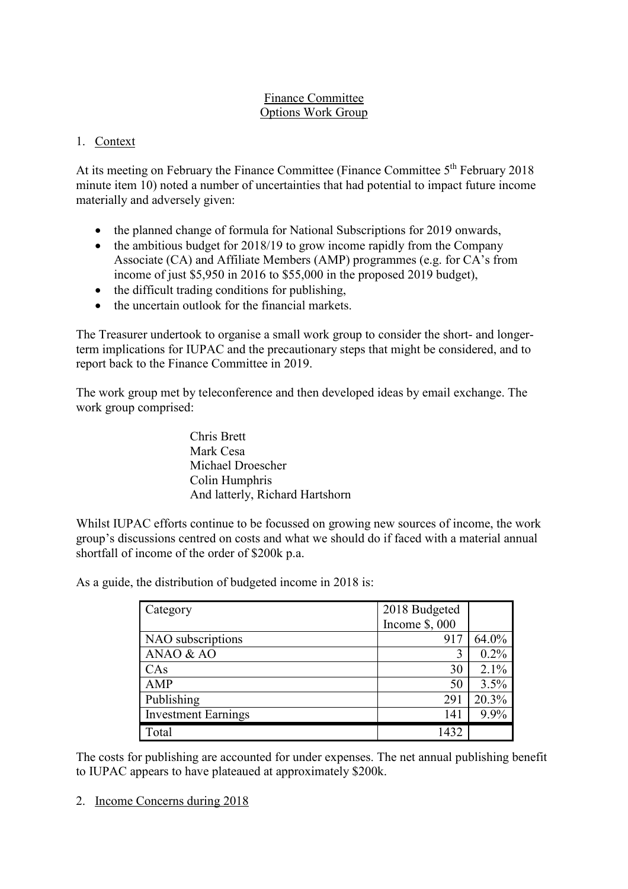# Finance Committee
## Options Work Group

1. Context

At its meeting on February the Finance Committee (Finance Committee 5th February 2018 minute item 10) noted a number of uncertainties that had potential to impact future income materially and adversely given:

- the planned change of formula for National Subscriptions for 2019 onwards,
- the ambitious budget for 2018/19 to grow income rapidly from the Company Associate (CA) and Affiliate Members (AMP) programmes (e.g. for CA's from income of just $5,950 in 2016 to $55,000 in the proposed 2019 budget),
- the difficult trading conditions for publishing,
- the uncertain outlook for the financial markets.

The Treasurer undertook to organise a small work group to consider the short- and longer-term implications for IUPAC and the precautionary steps that might be considered, and to report back to the Finance Committee in 2019.

The work group met by teleconference and then developed ideas by email exchange. The work group comprised:

Chris Brett
Mark Cesa
Michael Droescher
Colin Humphris
And latterly, Richard Hartshorn

Whilst IUPAC efforts continue to be focussed on growing new sources of income, the work group's discussions centred on costs and what we should do if faced with a material annual shortfall of income of the order of $200k p.a.

As a guide, the distribution of budgeted income in 2018 is:

| Category | 2018 Budgeted Income $, 000 | |
|---|---|---|
| NAO subscriptions | 917 | 64.0% |
| ANAO & AO | 3 | 0.2% |
| CAs | 30 | 2.1% |
| AMP | 50 | 3.5% |
| Publishing | 291 | 20.3% |
| Investment Earnings | 141 | 9.9% |
| Total | 1432 | |

The costs for publishing are accounted for under expenses. The net annual publishing benefit to IUPAC appears to have plateaued at approximately $200k.

2. Income Concerns during 2018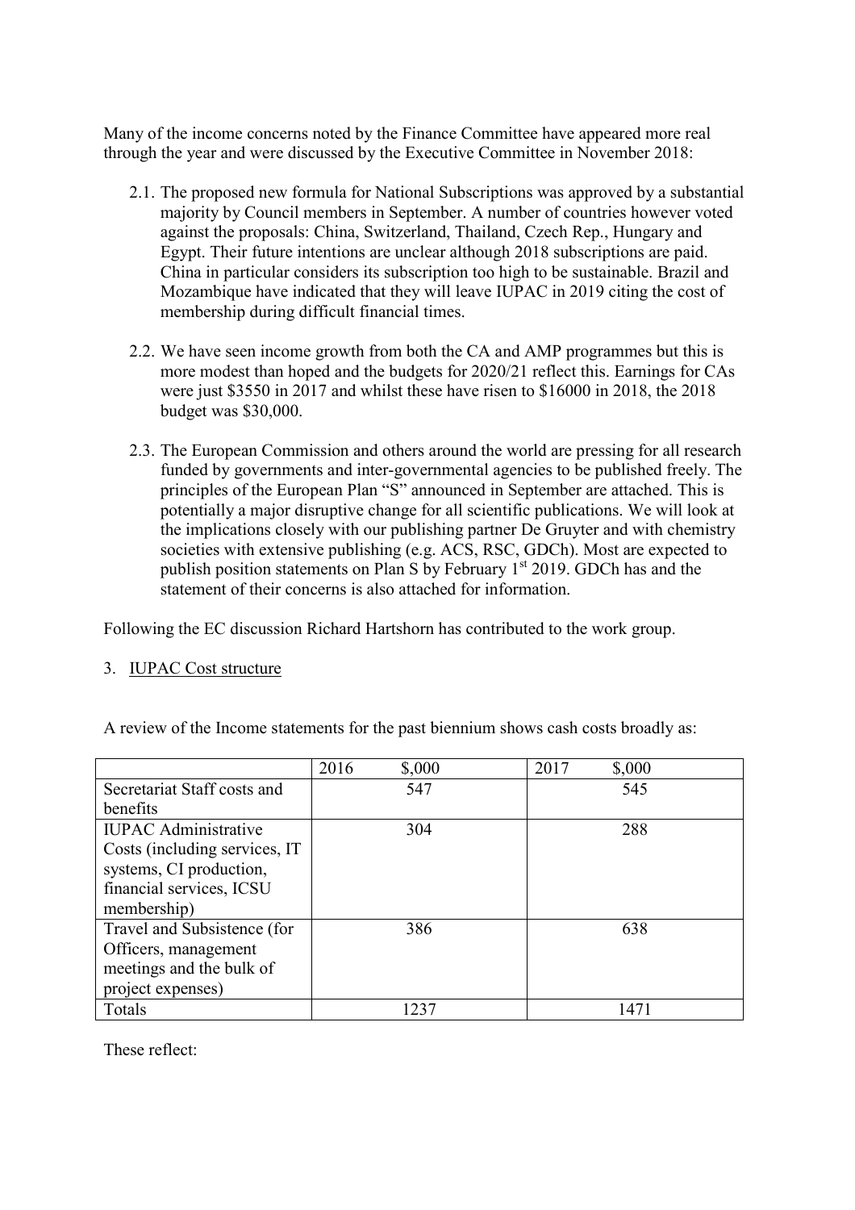Many of the income concerns noted by the Finance Committee have appeared more real through the year and were discussed by the Executive Committee in November 2018:

2.1. The proposed new formula for National Subscriptions was approved by a substantial majority by Council members in September. A number of countries however voted against the proposals: China, Switzerland, Thailand, Czech Rep., Hungary and Egypt. Their future intentions are unclear although 2018 subscriptions are paid. China in particular considers its subscription too high to be sustainable. Brazil and Mozambique have indicated that they will leave IUPAC in 2019 citing the cost of membership during difficult financial times.

2.2. We have seen income growth from both the CA and AMP programmes but this is more modest than hoped and the budgets for 2020/21 reflect this. Earnings for CAs were just $3550 in 2017 and whilst these have risen to $16000 in 2018, the 2018 budget was $30,000.

2.3. The European Commission and others around the world are pressing for all research funded by governments and inter-governmental agencies to be published freely. The principles of the European Plan "S" announced in September are attached. This is potentially a major disruptive change for all scientific publications. We will look at the implications closely with our publishing partner De Gruyter and with chemistry societies with extensive publishing (e.g. ACS, RSC, GDCh). Most are expected to publish position statements on Plan S by February 1st 2019. GDCh has and the statement of their concerns is also attached for information.

Following the EC discussion Richard Hartshorn has contributed to the work group.

3. IUPAC Cost structure

A review of the Income statements for the past biennium shows cash costs broadly as:

| | 2016 $,000 | 2017 $,000 |
|---|---|---|
| Secretariat Staff costs and benefits | 547 | 545 |
| IUPAC Administrative Costs (including services, IT systems, CI production, financial services, ICSU membership) | 304 | 288 |
| Travel and Subsistence (for Officers, management meetings and the bulk of project expenses) | 386 | 638 |
| Totals | 1237 | 1471 |

These reflect: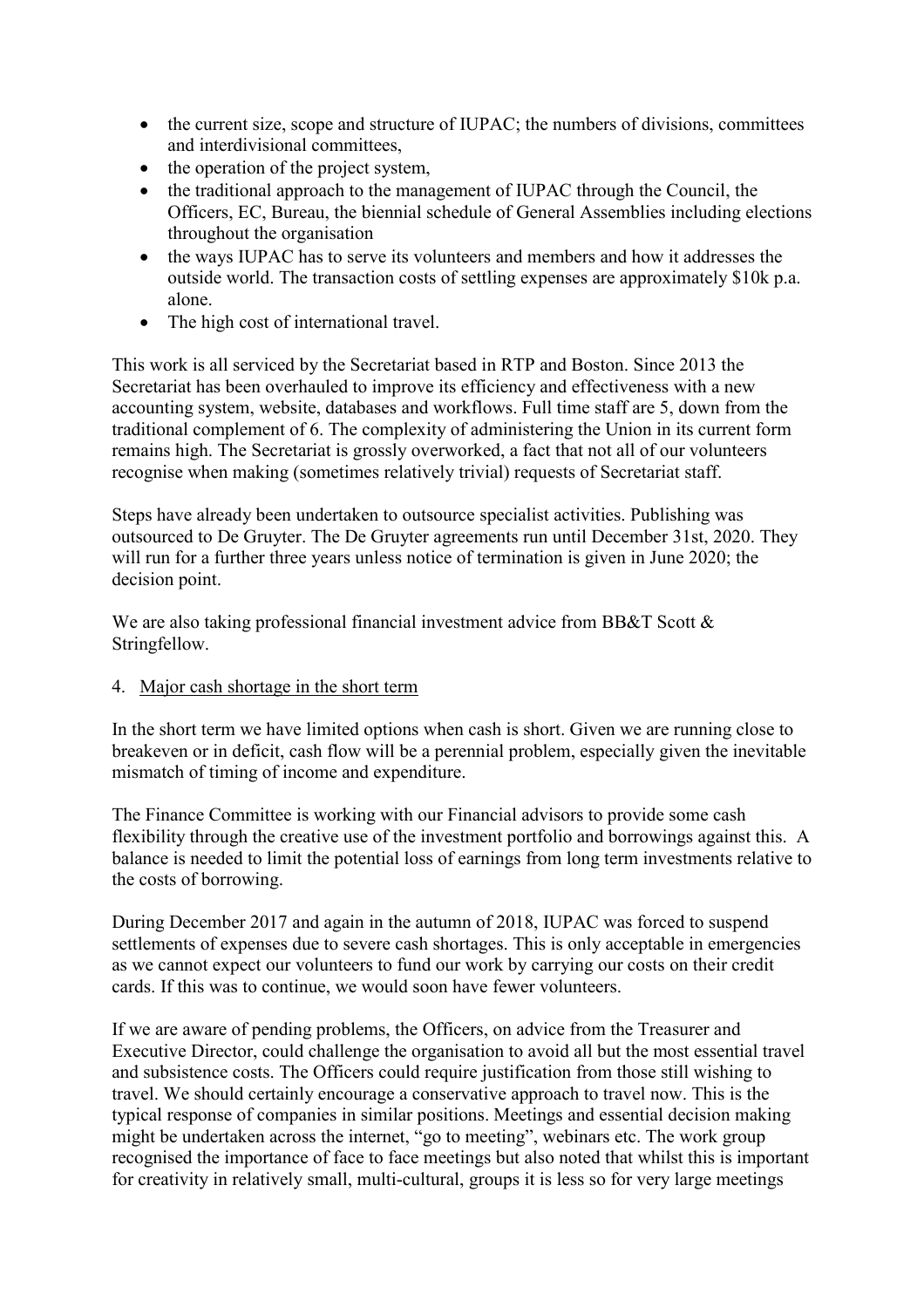- the current size, scope and structure of IUPAC; the numbers of divisions, committees and interdivisional committees,
- the operation of the project system,
- the traditional approach to the management of IUPAC through the Council, the Officers, EC, Bureau, the biennial schedule of General Assemblies including elections throughout the organisation
- the ways IUPAC has to serve its volunteers and members and how it addresses the outside world. The transaction costs of settling expenses are approximately $10k p.a. alone.
- The high cost of international travel.

This work is all serviced by the Secretariat based in RTP and Boston. Since 2013 the Secretariat has been overhauled to improve its efficiency and effectiveness with a new accounting system, website, databases and workflows. Full time staff are 5, down from the traditional complement of 6. The complexity of administering the Union in its current form remains high. The Secretariat is grossly overworked, a fact that not all of our volunteers recognise when making (sometimes relatively trivial) requests of Secretariat staff.

Steps have already been undertaken to outsource specialist activities. Publishing was outsourced to De Gruyter. The De Gruyter agreements run until December 31st, 2020. They will run for a further three years unless notice of termination is given in June 2020; the decision point.

We are also taking professional financial investment advice from BB&T Scott & Stringfellow.

4. Major cash shortage in the short term

In the short term we have limited options when cash is short. Given we are running close to breakeven or in deficit, cash flow will be a perennial problem, especially given the inevitable mismatch of timing of income and expenditure.

The Finance Committee is working with our Financial advisors to provide some cash flexibility through the creative use of the investment portfolio and borrowings against this. A balance is needed to limit the potential loss of earnings from long term investments relative to the costs of borrowing.

During December 2017 and again in the autumn of 2018, IUPAC was forced to suspend settlements of expenses due to severe cash shortages. This is only acceptable in emergencies as we cannot expect our volunteers to fund our work by carrying our costs on their credit cards. If this was to continue, we would soon have fewer volunteers.

If we are aware of pending problems, the Officers, on advice from the Treasurer and Executive Director, could challenge the organisation to avoid all but the most essential travel and subsistence costs. The Officers could require justification from those still wishing to travel. We should certainly encourage a conservative approach to travel now. This is the typical response of companies in similar positions. Meetings and essential decision making might be undertaken across the internet, "go to meeting", webinars etc. The work group recognised the importance of face to face meetings but also noted that whilst this is important for creativity in relatively small, multi-cultural, groups it is less so for very large meetings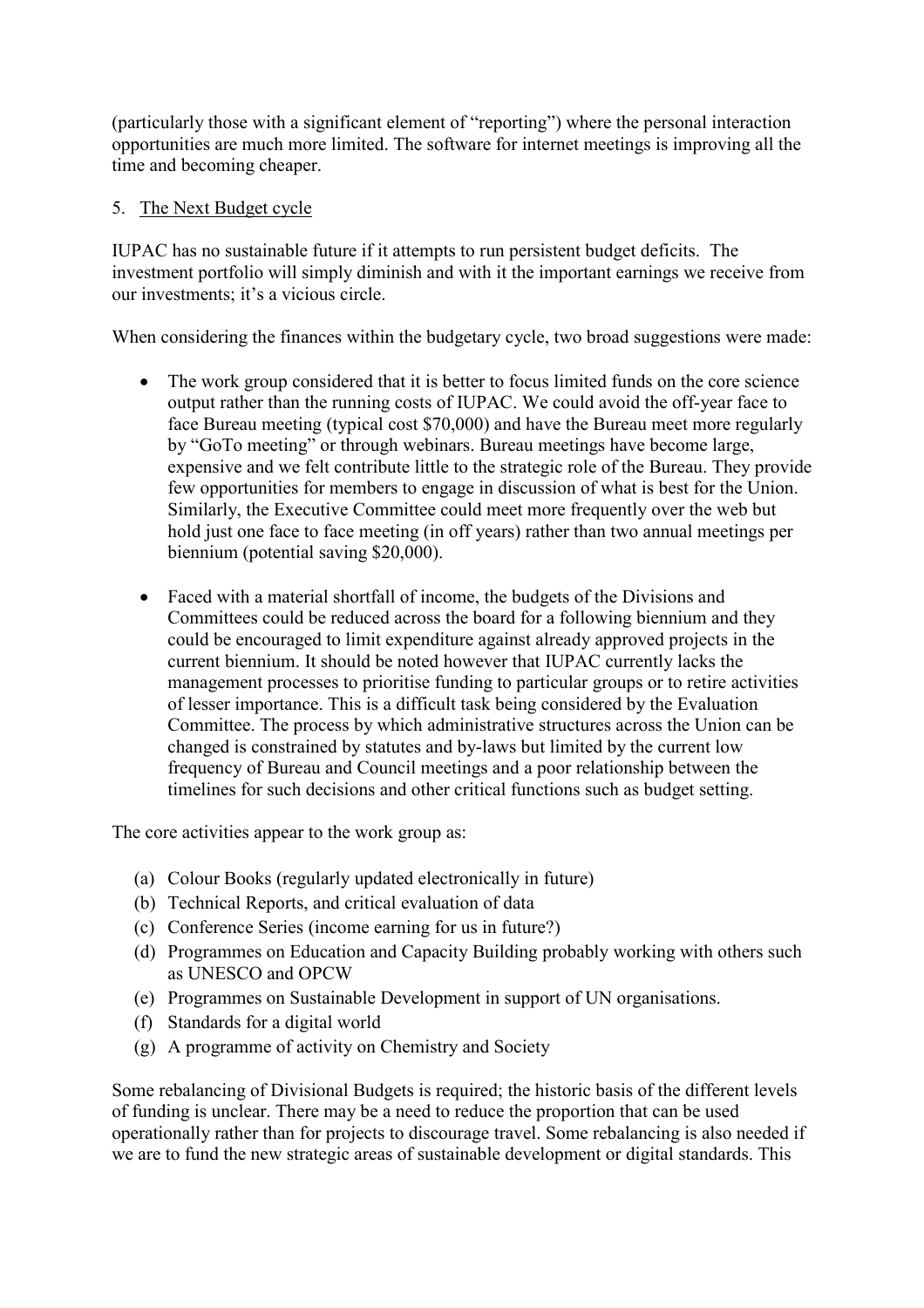(particularly those with a significant element of "reporting") where the personal interaction opportunities are much more limited. The software for internet meetings is improving all the time and becoming cheaper.

5. The Next Budget cycle

IUPAC has no sustainable future if it attempts to run persistent budget deficits. The investment portfolio will simply diminish and with it the important earnings we receive from our investments; it's a vicious circle.

When considering the finances within the budgetary cycle, two broad suggestions were made:

- The work group considered that it is better to focus limited funds on the core science output rather than the running costs of IUPAC. We could avoid the off-year face to face Bureau meeting (typical cost $70,000) and have the Bureau meet more regularly by "GoTo meeting" or through webinars. Bureau meetings have become large, expensive and we felt contribute little to the strategic role of the Bureau. They provide few opportunities for members to engage in discussion of what is best for the Union. Similarly, the Executive Committee could meet more frequently over the web but hold just one face to face meeting (in off years) rather than two annual meetings per biennium (potential saving $20,000).

- Faced with a material shortfall of income, the budgets of the Divisions and Committees could be reduced across the board for a following biennium and they could be encouraged to limit expenditure against already approved projects in the current biennium. It should be noted however that IUPAC currently lacks the management processes to prioritise funding to particular groups or to retire activities of lesser importance. This is a difficult task being considered by the Evaluation Committee. The process by which administrative structures across the Union can be changed is constrained by statutes and by-laws but limited by the current low frequency of Bureau and Council meetings and a poor relationship between the timelines for such decisions and other critical functions such as budget setting.

The core activities appear to the work group as:

(a) Colour Books (regularly updated electronically in future)
(b) Technical Reports, and critical evaluation of data
(c) Conference Series (income earning for us in future?)
(d) Programmes on Education and Capacity Building probably working with others such as UNESCO and OPCW
(e) Programmes on Sustainable Development in support of UN organisations.
(f) Standards for a digital world
(g) A programme of activity on Chemistry and Society

Some rebalancing of Divisional Budgets is required; the historic basis of the different levels of funding is unclear. There may be a need to reduce the proportion that can be used operationally rather than for projects to discourage travel. Some rebalancing is also needed if we are to fund the new strategic areas of sustainable development or digital standards. This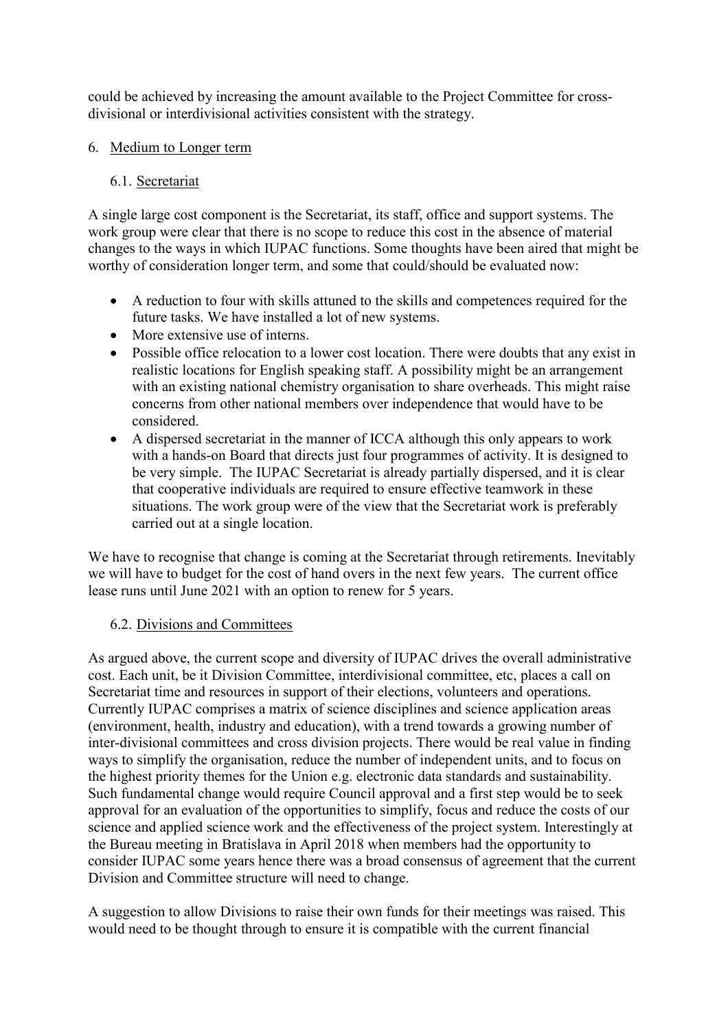could be achieved by increasing the amount available to the Project Committee for cross-divisional or interdivisional activities consistent with the strategy.

## 6. Medium to Longer term

### 6.1. Secretariat

A single large cost component is the Secretariat, its staff, office and support systems. The work group were clear that there is no scope to reduce this cost in the absence of material changes to the ways in which IUPAC functions. Some thoughts have been aired that might be worthy of consideration longer term, and some that could/should be evaluated now:

- A reduction to four with skills attuned to the skills and competences required for the future tasks. We have installed a lot of new systems.
- More extensive use of interns.
- Possible office relocation to a lower cost location. There were doubts that any exist in realistic locations for English speaking staff. A possibility might be an arrangement with an existing national chemistry organisation to share overheads. This might raise concerns from other national members over independence that would have to be considered.
- A dispersed secretariat in the manner of ICCA although this only appears to work with a hands-on Board that directs just four programmes of activity. It is designed to be very simple. The IUPAC Secretariat is already partially dispersed, and it is clear that cooperative individuals are required to ensure effective teamwork in these situations. The work group were of the view that the Secretariat work is preferably carried out at a single location.

We have to recognise that change is coming at the Secretariat through retirements. Inevitably we will have to budget for the cost of hand overs in the next few years. The current office lease runs until June 2021 with an option to renew for 5 years.

### 6.2. Divisions and Committees

As argued above, the current scope and diversity of IUPAC drives the overall administrative cost. Each unit, be it Division Committee, interdivisional committee, etc, places a call on Secretariat time and resources in support of their elections, volunteers and operations. Currently IUPAC comprises a matrix of science disciplines and science application areas (environment, health, industry and education), with a trend towards a growing number of inter-divisional committees and cross division projects. There would be real value in finding ways to simplify the organisation, reduce the number of independent units, and to focus on the highest priority themes for the Union e.g. electronic data standards and sustainability. Such fundamental change would require Council approval and a first step would be to seek approval for an evaluation of the opportunities to simplify, focus and reduce the costs of our science and applied science work and the effectiveness of the project system. Interestingly at the Bureau meeting in Bratislava in April 2018 when members had the opportunity to consider IUPAC some years hence there was a broad consensus of agreement that the current Division and Committee structure will need to change.

A suggestion to allow Divisions to raise their own funds for their meetings was raised. This would need to be thought through to ensure it is compatible with the current financial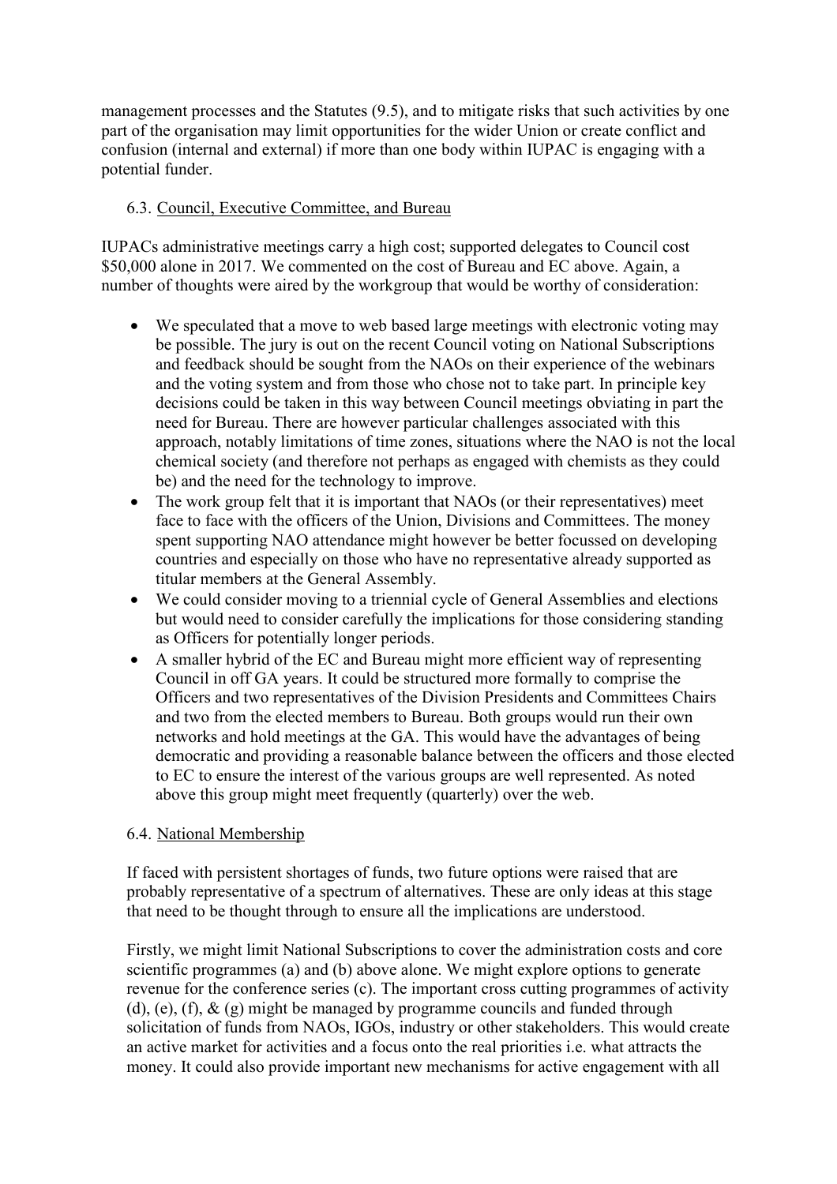management processes and the Statutes (9.5), and to mitigate risks that such activities by one part of the organisation may limit opportunities for the wider Union or create conflict and confusion (internal and external) if more than one body within IUPAC is engaging with a potential funder.

### 6.3. Council, Executive Committee, and Bureau

IUPACs administrative meetings carry a high cost; supported delegates to Council cost $50,000 alone in 2017. We commented on the cost of Bureau and EC above. Again, a number of thoughts were aired by the workgroup that would be worthy of consideration:

- We speculated that a move to web based large meetings with electronic voting may be possible. The jury is out on the recent Council voting on National Subscriptions and feedback should be sought from the NAOs on their experience of the webinars and the voting system and from those who chose not to take part. In principle key decisions could be taken in this way between Council meetings obviating in part the need for Bureau. There are however particular challenges associated with this approach, notably limitations of time zones, situations where the NAO is not the local chemical society (and therefore not perhaps as engaged with chemists as they could be) and the need for the technology to improve.
- The work group felt that it is important that NAOs (or their representatives) meet face to face with the officers of the Union, Divisions and Committees. The money spent supporting NAO attendance might however be better focussed on developing countries and especially on those who have no representative already supported as titular members at the General Assembly.
- We could consider moving to a triennial cycle of General Assemblies and elections but would need to consider carefully the implications for those considering standing as Officers for potentially longer periods.
- A smaller hybrid of the EC and Bureau might more efficient way of representing Council in off GA years. It could be structured more formally to comprise the Officers and two representatives of the Division Presidents and Committees Chairs and two from the elected members to Bureau. Both groups would run their own networks and hold meetings at the GA. This would have the advantages of being democratic and providing a reasonable balance between the officers and those elected to EC to ensure the interest of the various groups are well represented. As noted above this group might meet frequently (quarterly) over the web.

### 6.4. National Membership

If faced with persistent shortages of funds, two future options were raised that are probably representative of a spectrum of alternatives. These are only ideas at this stage that need to be thought through to ensure all the implications are understood.

Firstly, we might limit National Subscriptions to cover the administration costs and core scientific programmes (a) and (b) above alone. We might explore options to generate revenue for the conference series (c). The important cross cutting programmes of activity (d), (e), (f), & (g) might be managed by programme councils and funded through solicitation of funds from NAOs, IGOs, industry or other stakeholders. This would create an active market for activities and a focus onto the real priorities i.e. what attracts the money. It could also provide important new mechanisms for active engagement with all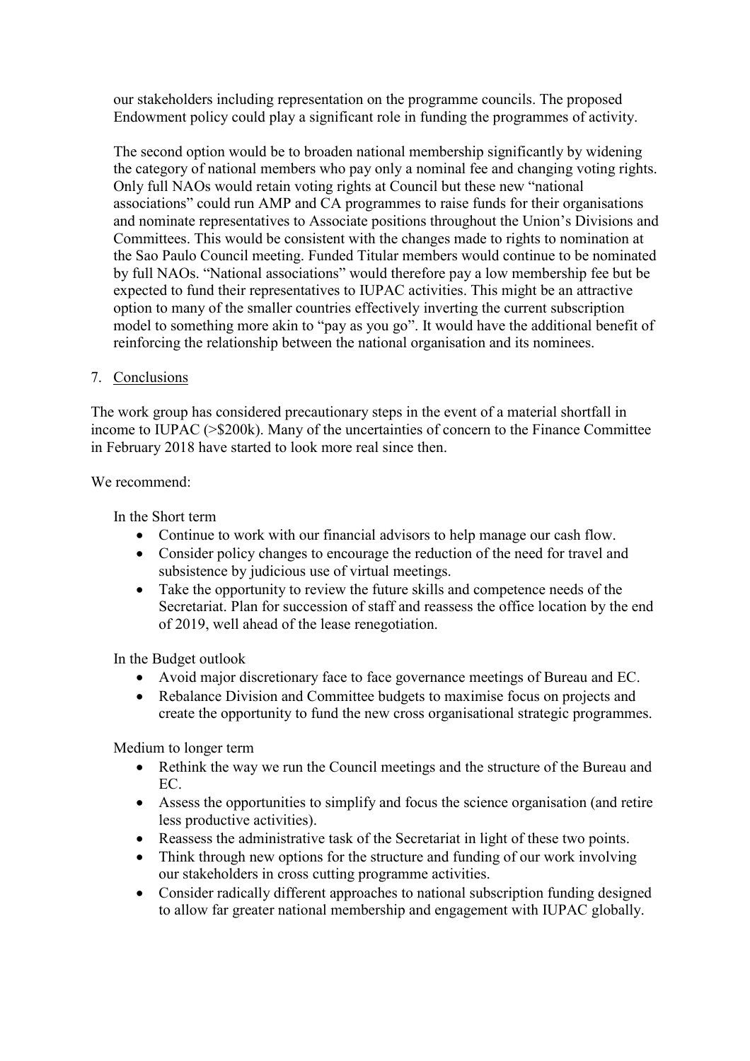our stakeholders including representation on the programme councils. The proposed Endowment policy could play a significant role in funding the programmes of activity.

The second option would be to broaden national membership significantly by widening the category of national members who pay only a nominal fee and changing voting rights. Only full NAOs would retain voting rights at Council but these new "national associations" could run AMP and CA programmes to raise funds for their organisations and nominate representatives to Associate positions throughout the Union's Divisions and Committees. This would be consistent with the changes made to rights to nomination at the Sao Paulo Council meeting. Funded Titular members would continue to be nominated by full NAOs. "National associations" would therefore pay a low membership fee but be expected to fund their representatives to IUPAC activities. This might be an attractive option to many of the smaller countries effectively inverting the current subscription model to something more akin to "pay as you go". It would have the additional benefit of reinforcing the relationship between the national organisation and its nominees.

## 7. Conclusions

The work group has considered precautionary steps in the event of a material shortfall in income to IUPAC (>$200k). Many of the uncertainties of concern to the Finance Committee in February 2018 have started to look more real since then.

We recommend:

In the Short term

- Continue to work with our financial advisors to help manage our cash flow.
- Consider policy changes to encourage the reduction of the need for travel and subsistence by judicious use of virtual meetings.
- Take the opportunity to review the future skills and competence needs of the Secretariat. Plan for succession of staff and reassess the office location by the end of 2019, well ahead of the lease renegotiation.

In the Budget outlook

- Avoid major discretionary face to face governance meetings of Bureau and EC.
- Rebalance Division and Committee budgets to maximise focus on projects and create the opportunity to fund the new cross organisational strategic programmes.

Medium to longer term

- Rethink the way we run the Council meetings and the structure of the Bureau and EC.
- Assess the opportunities to simplify and focus the science organisation (and retire less productive activities).
- Reassess the administrative task of the Secretariat in light of these two points.
- Think through new options for the structure and funding of our work involving our stakeholders in cross cutting programme activities.
- Consider radically different approaches to national subscription funding designed to allow far greater national membership and engagement with IUPAC globally.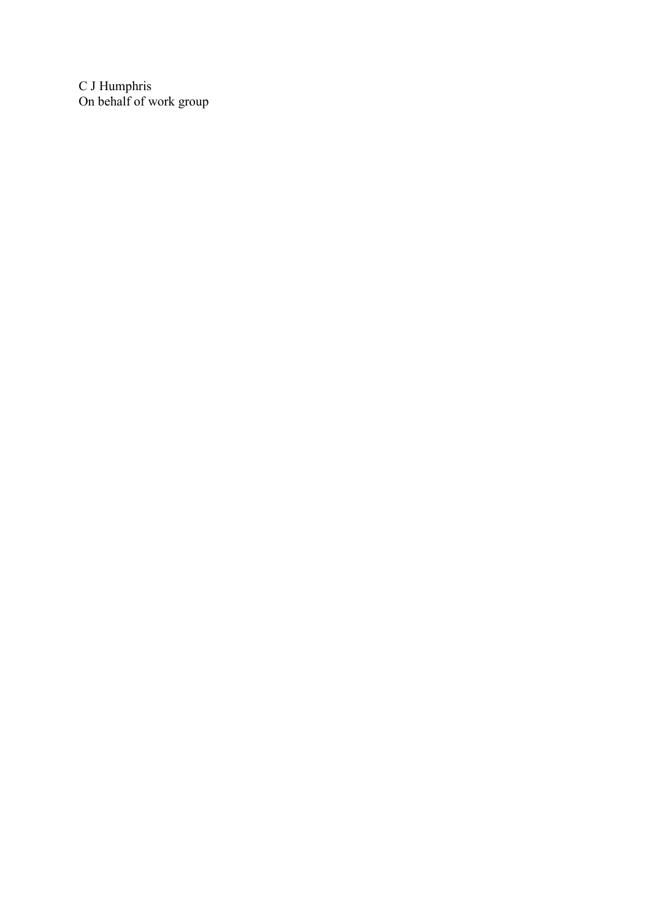C J Humphris
On behalf of work group